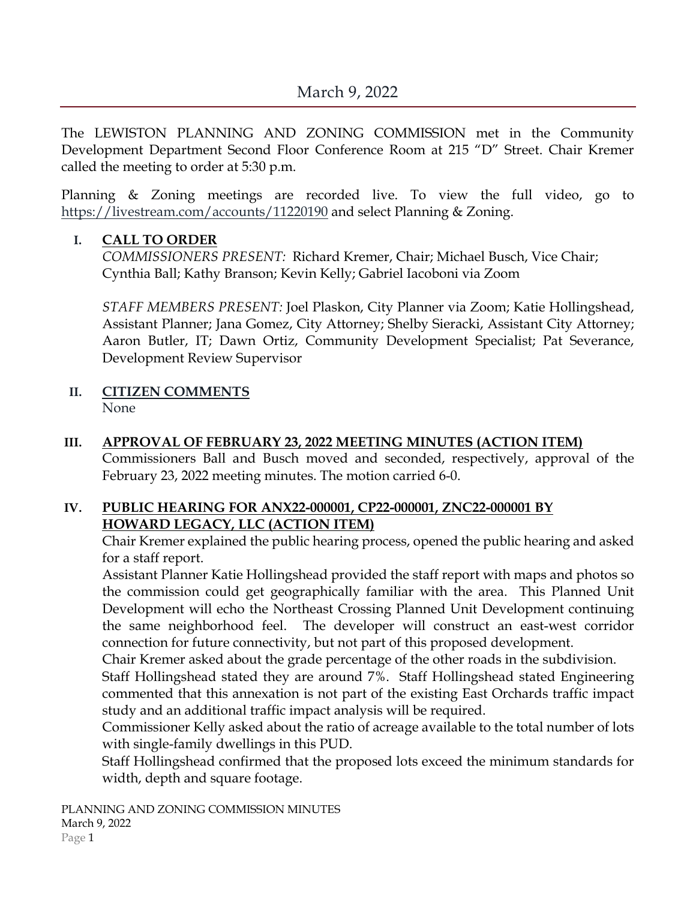# March 9, 2022

The LEWISTON PLANNING AND ZONING COMMISSION met in the Community Development Department Second Floor Conference Room at 215 "D" Street. Chair Kremer called the meeting to order at 5:30 p.m.

Planning & Zoning meetings are recorded live. To view the full video, go to https://livestream.com/accounts/11220190 and select Planning & Zoning.

## I. CALL TO ORDER

*COMMISSIONERS PRESENT:* Richard Kremer, Chair; Michael Busch, Vice Chair; Cynthia Ball; Kathy Branson; Kevin Kelly; Gabriel Iacoboni via Zoom

*STAFF MEMBERS PRESENT:* Joel Plaskon, City Planner via Zoom; Katie Hollingshead, Assistant Planner; Jana Gomez, City Attorney; Shelby Sieracki, Assistant City Attorney; Aaron Butler, IT; Dawn Ortiz, Community Development Specialist; Pat Severance, Development Review Supervisor

## II. CITIZEN COMMENTS

None

## III. APPROVAL OF FEBRUARY 23, 2022 MEETING MINUTES (ACTION ITEM)

Commissioners Ball and Busch moved and seconded, respectively, approval of the February 23, 2022 meeting minutes. The motion carried 6-0.

## IV. PUBLIC HEARING FOR ANX22-000001, CP22-000001, ZNC22-000001 BY HOWARD LEGACY, LLC (ACTION ITEM)

Chair Kremer explained the public hearing process, opened the public hearing and asked for a staff report.

Assistant Planner Katie Hollingshead provided the staff report with maps and photos so the commission could get geographically familiar with the area. This Planned Unit Development will echo the Northeast Crossing Planned Unit Development continuing the same neighborhood feel. The developer will construct an east-west corridor connection for future connectivity, but not part of this proposed development.

Chair Kremer asked about the grade percentage of the other roads in the subdivision.

Staff Hollingshead stated they are around 7%. Staff Hollingshead stated Engineering commented that this annexation is not part of the existing East Orchards traffic impact study and an additional traffic impact analysis will be required.

Commissioner Kelly asked about the ratio of acreage available to the total number of lots with single-family dwellings in this PUD.

Staff Hollingshead confirmed that the proposed lots exceed the minimum standards for width, depth and square footage.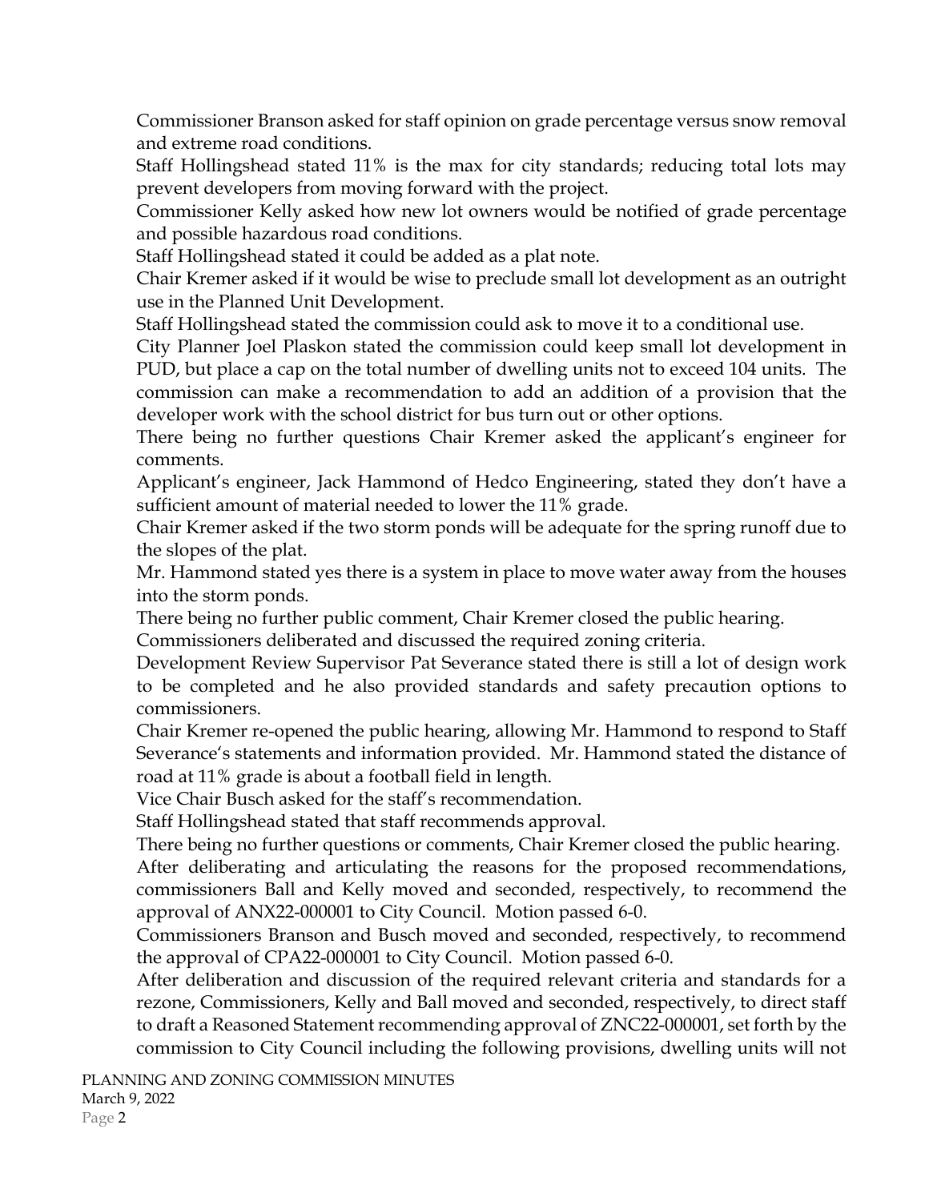Commissioner Branson asked for staff opinion on grade percentage versus snow removal and extreme road conditions.

Staff Hollingshead stated 11% is the max for city standards; reducing total lots may prevent developers from moving forward with the project.

Commissioner Kelly asked how new lot owners would be notified of grade percentage and possible hazardous road conditions.

Staff Hollingshead stated it could be added as a plat note.

Chair Kremer asked if it would be wise to preclude small lot development as an outright use in the Planned Unit Development.

Staff Hollingshead stated the commission could ask to move it to a conditional use.

City Planner Joel Plaskon stated the commission could keep small lot development in PUD, but place a cap on the total number of dwelling units not to exceed 104 units. The commission can make a recommendation to add an addition of a provision that the developer work with the school district for bus turn out or other options.

There being no further questions Chair Kremer asked the applicant's engineer for comments.

Applicant's engineer, Jack Hammond of Hedco Engineering, stated they don't have a sufficient amount of material needed to lower the 11% grade.

Chair Kremer asked if the two storm ponds will be adequate for the spring runoff due to the slopes of the plat.

Mr. Hammond stated yes there is a system in place to move water away from the houses into the storm ponds.

There being no further public comment, Chair Kremer closed the public hearing.

Commissioners deliberated and discussed the required zoning criteria.

Development Review Supervisor Pat Severance stated there is still a lot of design work to be completed and he also provided standards and safety precaution options to commissioners.

Chair Kremer re-opened the public hearing, allowing Mr. Hammond to respond to Staff Severance's statements and information provided. Mr. Hammond stated the distance of road at 11% grade is about a football field in length.

Vice Chair Busch asked for the staff's recommendation.

Staff Hollingshead stated that staff recommends approval.

There being no further questions or comments, Chair Kremer closed the public hearing.

After deliberating and articulating the reasons for the proposed recommendations, commissioners Ball and Kelly moved and seconded, respectively, to recommend the approval of ANX22-000001 to City Council. Motion passed 6-0.

Commissioners Branson and Busch moved and seconded, respectively, to recommend the approval of CPA22-000001 to City Council. Motion passed 6-0.

After deliberation and discussion of the required relevant criteria and standards for a rezone, Commissioners, Kelly and Ball moved and seconded, respectively, to direct staff to draft a Reasoned Statement recommending approval of ZNC22-000001, set forth by the commission to City Council including the following provisions, dwelling units will not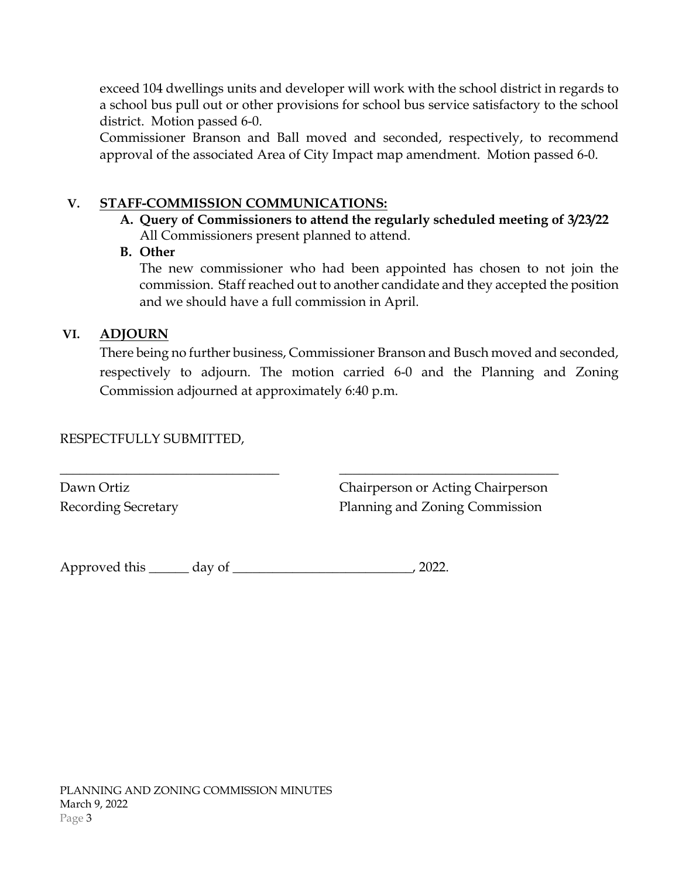exceed 104 dwellings units and developer will work with the school district in regards to a school bus pull out or other provisions for school bus service satisfactory to the school district. Motion passed 6-0.

Commissioner Branson and Ball moved and seconded, respectively, to recommend approval of the associated Area of City Impact map amendment. Motion passed 6-0.

## V. STAFF-COMMISSION COMMUNICATIONS:

**A. Query of Commissioners to attend the regularly scheduled meeting of 3/23/22**

All Commissioners present planned to attend.

**B. Other**

The new commissioner who had been appointed has chosen to not join the commission. Staff reached out to another candidate and they accepted the position and we should have a full commission in April.

## VI. ADJOURN

There being no further business, Commissioner Branson and Busch moved and seconded, respectively to adjourn. The motion carried 6-0 and the Planning and Zoning Commission adjourned at approximately 6:40 p.m.

RESPECTFULLY SUBMITTED,

| | |
|---|---|
| \_\_\_\_\_\_\_\_\_\_\_\_\_\_\_\_\_\_\_\_\_\_\_\_\_\_\_\_\_\_\_\_\_\_ | \_\_\_\_\_\_\_\_\_\_\_\_\_\_\_\_\_\_\_\_\_\_\_\_\_\_\_\_\_\_\_\_\_\_ |
| Dawn Ortiz | Chairperson or Acting Chairperson |
| Recording Secretary | Planning and Zoning Commission |

Approved this ______ day of __________________________, 2022.